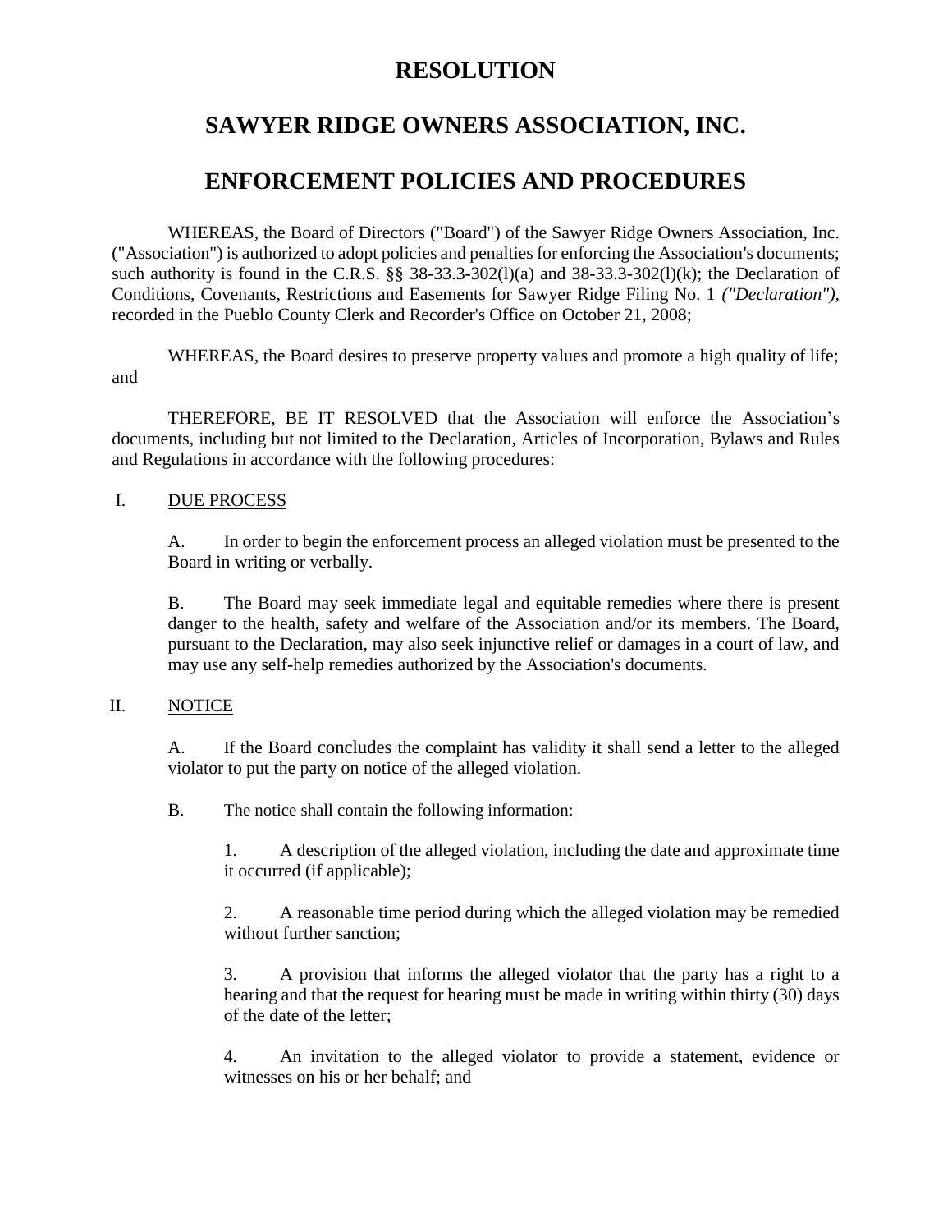# RESOLUTION

# SAWYER RIDGE OWNERS ASSOCIATION, INC.

# ENFORCEMENT POLICIES AND PROCEDURES

WHEREAS, the Board of Directors ("Board") of the Sawyer Ridge Owners Association, Inc. ("Association") is authorized to adopt policies and penalties for enforcing the Association's documents; such authority is found in the C.R.S. §§ 38-33.3-302(l)(a) and 38-33.3-302(l)(k); the Declaration of Conditions, Covenants, Restrictions and Easements for Sawyer Ridge Filing No. 1 *("Declaration")*, recorded in the Pueblo County Clerk and Recorder's Office on October 21, 2008;

WHEREAS, the Board desires to preserve property values and promote a high quality of life; and

THEREFORE, BE IT RESOLVED that the Association will enforce the Association's documents, including but not limited to the Declaration, Articles of Incorporation, Bylaws and Rules and Regulations in accordance with the following procedures:

I. DUE PROCESS

A. In order to begin the enforcement process an alleged violation must be presented to the Board in writing or verbally.

B. The Board may seek immediate legal and equitable remedies where there is present danger to the health, safety and welfare of the Association and/or its members. The Board, pursuant to the Declaration, may also seek injunctive relief or damages in a court of law, and may use any self-help remedies authorized by the Association's documents.

II. NOTICE

A. If the Board concludes the complaint has validity it shall send a letter to the alleged violator to put the party on notice of the alleged violation.

B. The notice shall contain the following information:

1. A description of the alleged violation, including the date and approximate time it occurred (if applicable);

2. A reasonable time period during which the alleged violation may be remedied without further sanction;

3. A provision that informs the alleged violator that the party has a right to a hearing and that the request for hearing must be made in writing within thirty (30) days of the date of the letter;

4. An invitation to the alleged violator to provide a statement, evidence or witnesses on his or her behalf; and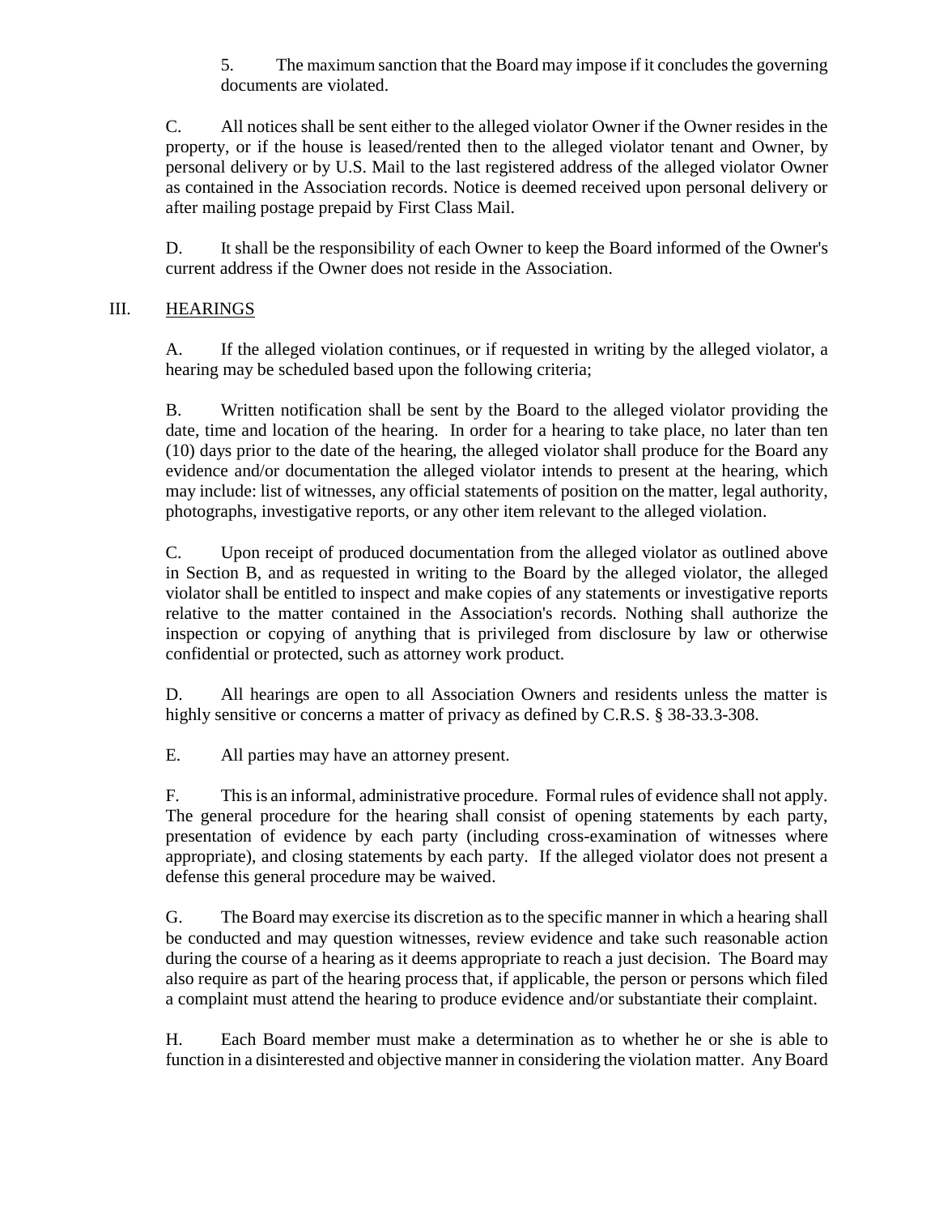5. The maximum sanction that the Board may impose if it concludes the governing documents are violated.

C. All notices shall be sent either to the alleged violator Owner if the Owner resides in the property, or if the house is leased/rented then to the alleged violator tenant and Owner, by personal delivery or by U.S. Mail to the last registered address of the alleged violator Owner as contained in the Association records. Notice is deemed received upon personal delivery or after mailing postage prepaid by First Class Mail.

D. It shall be the responsibility of each Owner to keep the Board informed of the Owner's current address if the Owner does not reside in the Association.

## III. HEARINGS

A. If the alleged violation continues, or if requested in writing by the alleged violator, a hearing may be scheduled based upon the following criteria;

B. Written notification shall be sent by the Board to the alleged violator providing the date, time and location of the hearing. In order for a hearing to take place, no later than ten (10) days prior to the date of the hearing, the alleged violator shall produce for the Board any evidence and/or documentation the alleged violator intends to present at the hearing, which may include: list of witnesses, any official statements of position on the matter, legal authority, photographs, investigative reports, or any other item relevant to the alleged violation.

C. Upon receipt of produced documentation from the alleged violator as outlined above in Section B, and as requested in writing to the Board by the alleged violator, the alleged violator shall be entitled to inspect and make copies of any statements or investigative reports relative to the matter contained in the Association's records. Nothing shall authorize the inspection or copying of anything that is privileged from disclosure by law or otherwise confidential or protected, such as attorney work product.

D. All hearings are open to all Association Owners and residents unless the matter is highly sensitive or concerns a matter of privacy as defined by C.R.S. § 38-33.3-308.

E. All parties may have an attorney present.

F. This is an informal, administrative procedure. Formal rules of evidence shall not apply. The general procedure for the hearing shall consist of opening statements by each party, presentation of evidence by each party (including cross-examination of witnesses where appropriate), and closing statements by each party. If the alleged violator does not present a defense this general procedure may be waived.

G. The Board may exercise its discretion as to the specific manner in which a hearing shall be conducted and may question witnesses, review evidence and take such reasonable action during the course of a hearing as it deems appropriate to reach a just decision. The Board may also require as part of the hearing process that, if applicable, the person or persons which filed a complaint must attend the hearing to produce evidence and/or substantiate their complaint.

H. Each Board member must make a determination as to whether he or she is able to function in a disinterested and objective manner in considering the violation matter. Any Board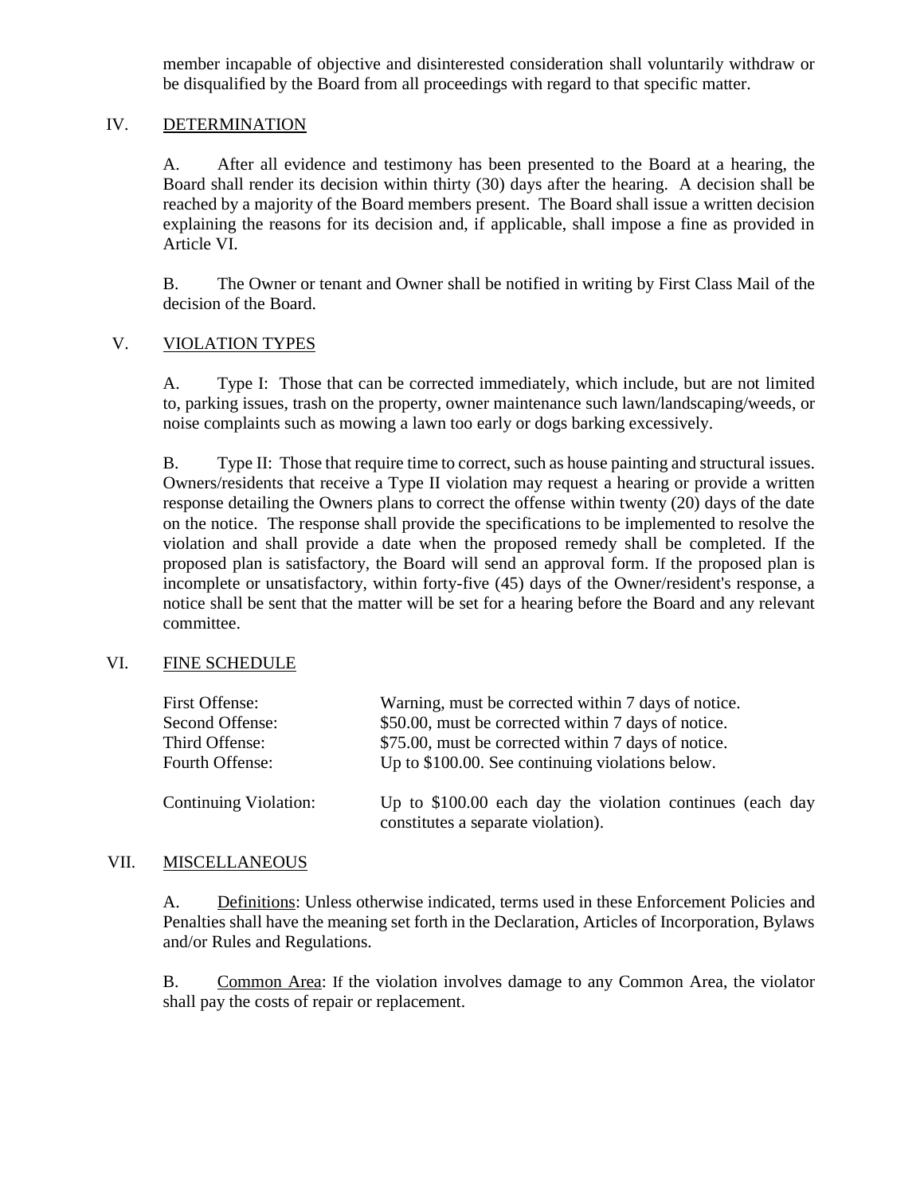member incapable of objective and disinterested consideration shall voluntarily withdraw or be disqualified by the Board from all proceedings with regard to that specific matter.

## IV. DETERMINATION

A. After all evidence and testimony has been presented to the Board at a hearing, the Board shall render its decision within thirty (30) days after the hearing. A decision shall be reached by a majority of the Board members present. The Board shall issue a written decision explaining the reasons for its decision and, if applicable, shall impose a fine as provided in Article VI.

B. The Owner or tenant and Owner shall be notified in writing by First Class Mail of the decision of the Board.

## V. VIOLATION TYPES

A. Type I: Those that can be corrected immediately, which include, but are not limited to, parking issues, trash on the property, owner maintenance such lawn/landscaping/weeds, or noise complaints such as mowing a lawn too early or dogs barking excessively.

B. Type II: Those that require time to correct, such as house painting and structural issues. Owners/residents that receive a Type II violation may request a hearing or provide a written response detailing the Owners plans to correct the offense within twenty (20) days of the date on the notice. The response shall provide the specifications to be implemented to resolve the violation and shall provide a date when the proposed remedy shall be completed. If the proposed plan is satisfactory, the Board will send an approval form. If the proposed plan is incomplete or unsatisfactory, within forty-five (45) days of the Owner/resident's response, a notice shall be sent that the matter will be set for a hearing before the Board and any relevant committee.

## VI. FINE SCHEDULE

| | |
|---|---|
| First Offense: | Warning, must be corrected within 7 days of notice. |
| Second Offense: | $50.00, must be corrected within 7 days of notice. |
| Third Offense: | $75.00, must be corrected within 7 days of notice. |
| Fourth Offense: | Up to $100.00. See continuing violations below. |
| Continuing Violation: | Up to $100.00 each day the violation continues (each day constitutes a separate violation). |

## VII. MISCELLANEOUS

A. Definitions: Unless otherwise indicated, terms used in these Enforcement Policies and Penalties shall have the meaning set forth in the Declaration, Articles of Incorporation, Bylaws and/or Rules and Regulations.

B. Common Area: If the violation involves damage to any Common Area, the violator shall pay the costs of repair or replacement.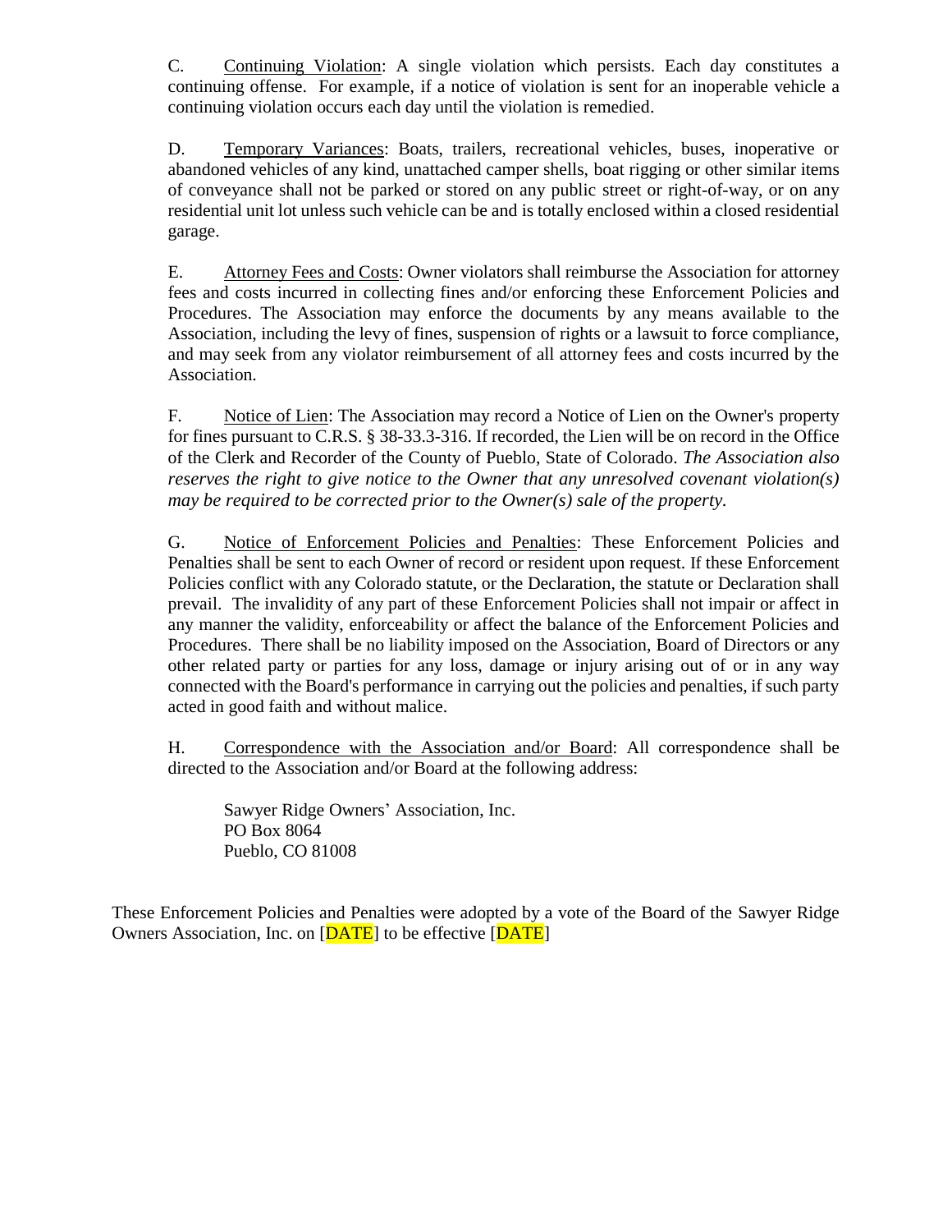C. Continuing Violation: A single violation which persists. Each day constitutes a continuing offense. For example, if a notice of violation is sent for an inoperable vehicle a continuing violation occurs each day until the violation is remedied.

D. Temporary Variances: Boats, trailers, recreational vehicles, buses, inoperative or abandoned vehicles of any kind, unattached camper shells, boat rigging or other similar items of conveyance shall not be parked or stored on any public street or right-of-way, or on any residential unit lot unless such vehicle can be and is totally enclosed within a closed residential garage.

E. Attorney Fees and Costs: Owner violators shall reimburse the Association for attorney fees and costs incurred in collecting fines and/or enforcing these Enforcement Policies and Procedures. The Association may enforce the documents by any means available to the Association, including the levy of fines, suspension of rights or a lawsuit to force compliance, and may seek from any violator reimbursement of all attorney fees and costs incurred by the Association.

F. Notice of Lien: The Association may record a Notice of Lien on the Owner's property for fines pursuant to C.R.S. § 38-33.3-316. If recorded, the Lien will be on record in the Office of the Clerk and Recorder of the County of Pueblo, State of Colorado. *The Association also reserves the right to give notice to the Owner that any unresolved covenant violation(s) may be required to be corrected prior to the Owner(s) sale of the property.*

G. Notice of Enforcement Policies and Penalties: These Enforcement Policies and Penalties shall be sent to each Owner of record or resident upon request. If these Enforcement Policies conflict with any Colorado statute, or the Declaration, the statute or Declaration shall prevail. The invalidity of any part of these Enforcement Policies shall not impair or affect in any manner the validity, enforceability or affect the balance of the Enforcement Policies and Procedures. There shall be no liability imposed on the Association, Board of Directors or any other related party or parties for any loss, damage or injury arising out of or in any way connected with the Board's performance in carrying out the policies and penalties, if such party acted in good faith and without malice.

H. Correspondence with the Association and/or Board: All correspondence shall be directed to the Association and/or Board at the following address:

Sawyer Ridge Owners' Association, Inc.
PO Box 8064
Pueblo, CO 81008

These Enforcement Policies and Penalties were adopted by a vote of the Board of the Sawyer Ridge Owners Association, Inc. on [DATE] to be effective [DATE]